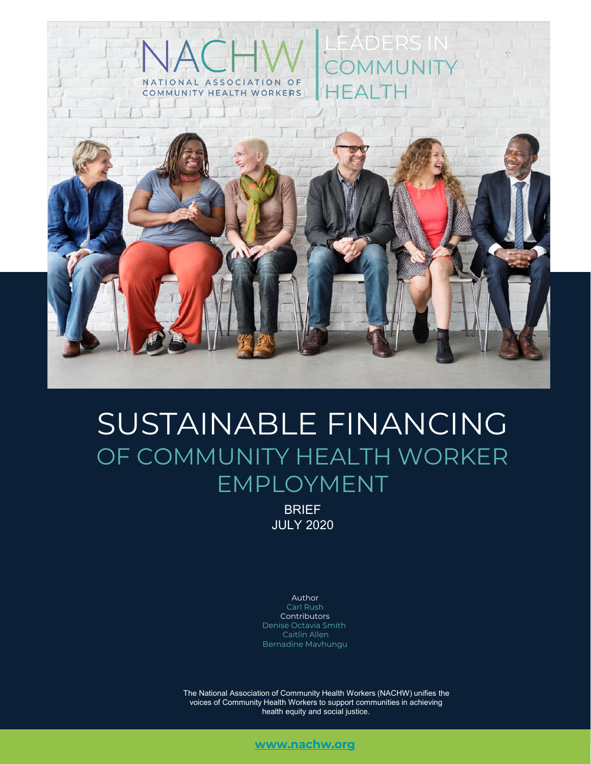NACHW

NATIONAL ASSOCIATION OF COMMUNITY HEALTH WORKERS

LEADERS IN COMMUNITY HEALTH

# SUSTAINABLE FINANCING OF COMMUNITY HEALTH WORKER EMPLOYMENT

BRIEF
JULY 2020

Author
Carl Rush
Contributors
Denise Octavia Smith
Caitlin Allen
Bernadine Mavhungu

The National Association of Community Health Workers (NACHW) unifies the voices of Community Health Workers to support communities in achieving health equity and social justice.

**www.nachw.org**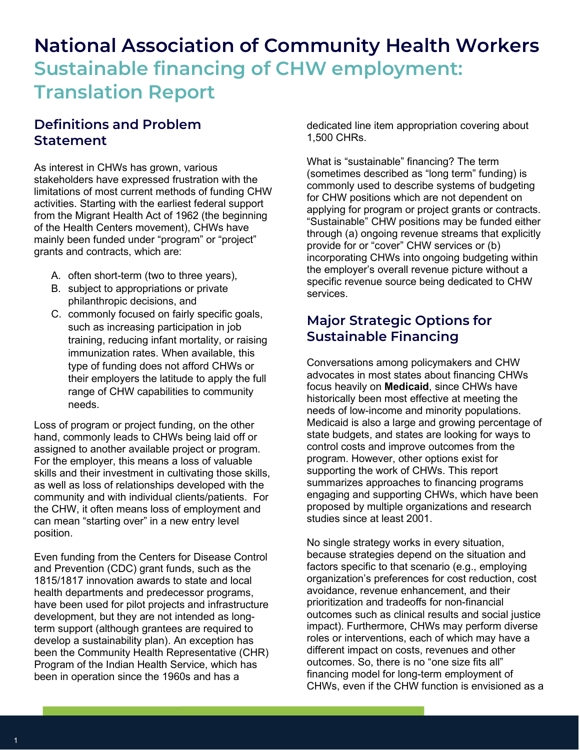# National Association of Community Health Workers

## Sustainable financing of CHW employment: Translation Report

### Definitions and Problem Statement

As interest in CHWs has grown, various stakeholders have expressed frustration with the limitations of most current methods of funding CHW activities. Starting with the earliest federal support from the Migrant Health Act of 1962 (the beginning of the Health Centers movement), CHWs have mainly been funded under "program" or "project" grants and contracts, which are:

A. often short-term (two to three years),
B. subject to appropriations or private philanthropic decisions, and
C. commonly focused on fairly specific goals, such as increasing participation in job training, reducing infant mortality, or raising immunization rates. When available, this type of funding does not afford CHWs or their employers the latitude to apply the full range of CHW capabilities to community needs.

Loss of program or project funding, on the other hand, commonly leads to CHWs being laid off or assigned to another available project or program. For the employer, this means a loss of valuable skills and their investment in cultivating those skills, as well as loss of relationships developed with the community and with individual clients/patients. For the CHW, it often means loss of employment and can mean "starting over" in a new entry level position.

Even funding from the Centers for Disease Control and Prevention (CDC) grant funds, such as the 1815/1817 innovation awards to state and local health departments and predecessor programs, have been used for pilot projects and infrastructure development, but they are not intended as long-term support (although grantees are required to develop a sustainability plan). An exception has been the Community Health Representative (CHR) Program of the Indian Health Service, which has been in operation since the 1960s and has a dedicated line item appropriation covering about 1,500 CHRs.

What is "sustainable" financing? The term (sometimes described as "long term" funding) is commonly used to describe systems of budgeting for CHW positions which are not dependent on applying for program or project grants or contracts. "Sustainable" CHW positions may be funded either through (a) ongoing revenue streams that explicitly provide for or "cover" CHW services or (b) incorporating CHWs into ongoing budgeting within the employer's overall revenue picture without a specific revenue source being dedicated to CHW services.

### Major Strategic Options for Sustainable Financing

Conversations among policymakers and CHW advocates in most states about financing CHWs focus heavily on **Medicaid**, since CHWs have historically been most effective at meeting the needs of low-income and minority populations. Medicaid is also a large and growing percentage of state budgets, and states are looking for ways to control costs and improve outcomes from the program. However, other options exist for supporting the work of CHWs. This report summarizes approaches to financing programs engaging and supporting CHWs, which have been proposed by multiple organizations and research studies since at least 2001.

No single strategy works in every situation, because strategies depend on the situation and factors specific to that scenario (e.g., employing organization's preferences for cost reduction, cost avoidance, revenue enhancement, and their prioritization and tradeoffs for non-financial outcomes such as clinical results and social justice impact). Furthermore, CHWs may perform diverse roles or interventions, each of which may have a different impact on costs, revenues and other outcomes. So, there is no "one size fits all" financing model for long-term employment of CHWs, even if the CHW function is envisioned as a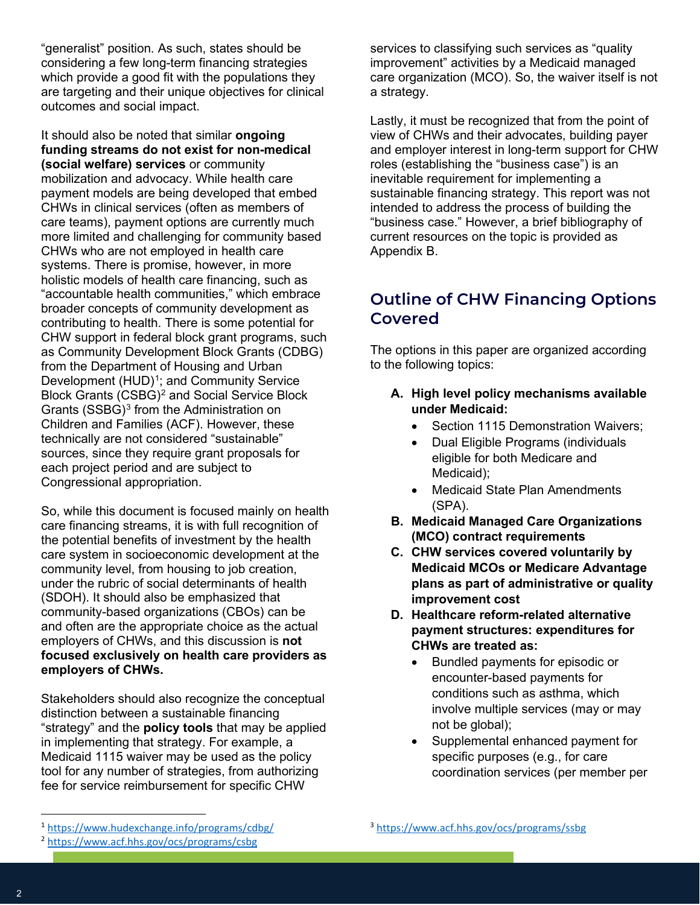"generalist" position. As such, states should be considering a few long-term financing strategies which provide a good fit with the populations they are targeting and their unique objectives for clinical outcomes and social impact.

It should also be noted that similar **ongoing funding streams do not exist for non-medical (social welfare) services** or community mobilization and advocacy. While health care payment models are being developed that embed CHWs in clinical services (often as members of care teams), payment options are currently much more limited and challenging for community based CHWs who are not employed in health care systems. There is promise, however, in more holistic models of health care financing, such as "accountable health communities," which embrace broader concepts of community development as contributing to health. There is some potential for CHW support in federal block grant programs, such as Community Development Block Grants (CDBG) from the Department of Housing and Urban Development (HUD)[1]; and Community Service Block Grants (CSBG)[2] and Social Service Block Grants (SSBG)[3] from the Administration on Children and Families (ACF). However, these technically are not considered "sustainable" sources, since they require grant proposals for each project period and are subject to Congressional appropriation.

So, while this document is focused mainly on health care financing streams, it is with full recognition of the potential benefits of investment by the health care system in socioeconomic development at the community level, from housing to job creation, under the rubric of social determinants of health (SDOH). It should also be emphasized that community-based organizations (CBOs) can be and often are the appropriate choice as the actual employers of CHWs, and this discussion is **not focused exclusively on health care providers as employers of CHWs.**

Stakeholders should also recognize the conceptual distinction between a sustainable financing "strategy" and the **policy tools** that may be applied in implementing that strategy. For example, a Medicaid 1115 waiver may be used as the policy tool for any number of strategies, from authorizing fee for service reimbursement for specific CHW services to classifying such services as "quality improvement" activities by a Medicaid managed care organization (MCO). So, the waiver itself is not a strategy.

Lastly, it must be recognized that from the point of view of CHWs and their advocates, building payer and employer interest in long-term support for CHW roles (establishing the "business case") is an inevitable requirement for implementing a sustainable financing strategy. This report was not intended to address the process of building the "business case." However, a brief bibliography of current resources on the topic is provided as Appendix B.

## Outline of CHW Financing Options Covered

The options in this paper are organized according to the following topics:

A. **High level policy mechanisms available under Medicaid:**
   - Section 1115 Demonstration Waivers;
   - Dual Eligible Programs (individuals eligible for both Medicare and Medicaid);
   - Medicaid State Plan Amendments (SPA).
B. **Medicaid Managed Care Organizations (MCO) contract requirements**
C. **CHW services covered voluntarily by Medicaid MCOs or Medicare Advantage plans as part of administrative or quality improvement cost**
D. **Healthcare reform-related alternative payment structures: expenditures for CHWs are treated as:**
   - Bundled payments for episodic or encounter-based payments for conditions such as asthma, which involve multiple services (may or may not be global);
   - Supplemental enhanced payment for specific purposes (e.g., for care coordination services (per member per

---

[1] https://www.hudexchange.info/programs/cdbg/
[2] https://www.acf.hhs.gov/ocs/programs/csbg
[3] https://www.acf.hhs.gov/ocs/programs/ssbg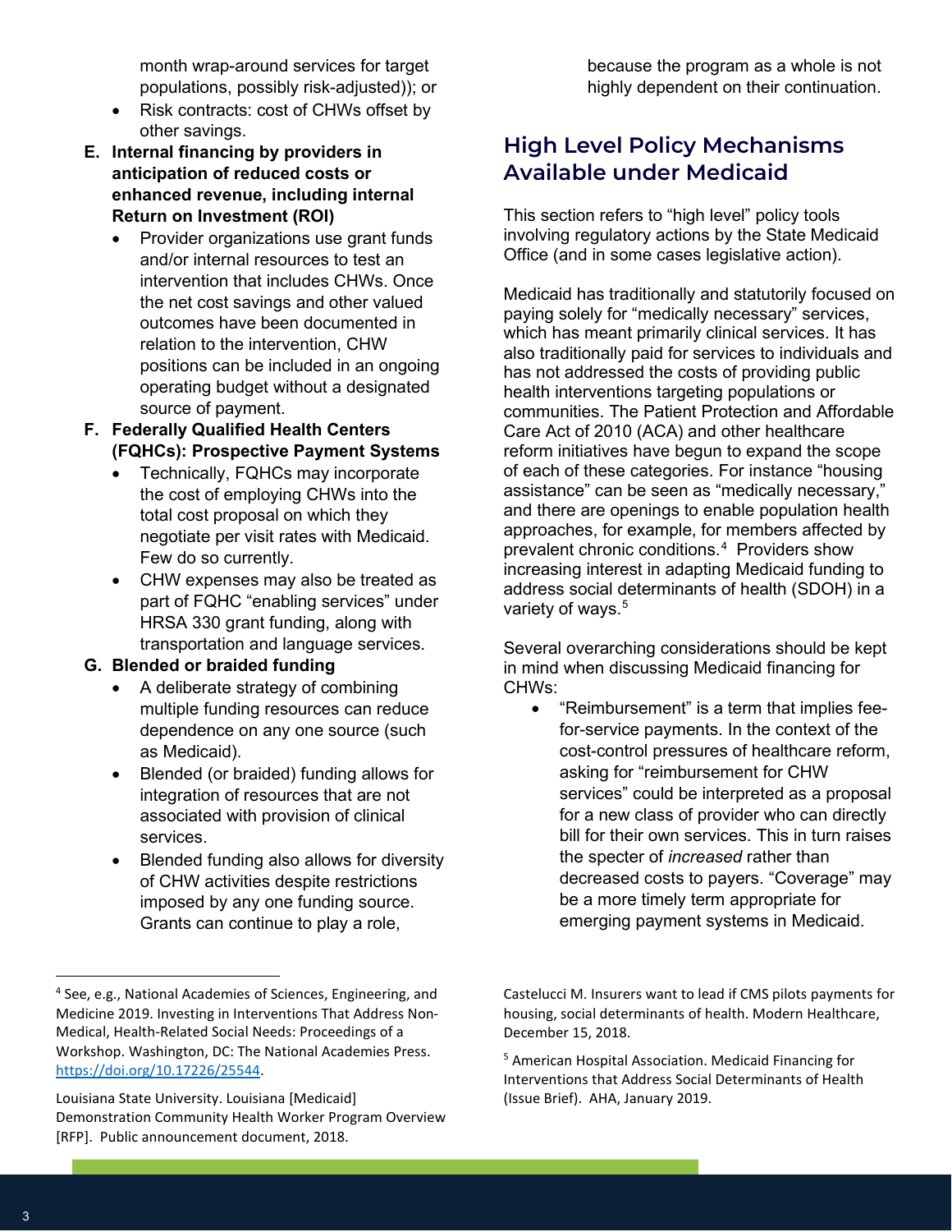month wrap-around services for target populations, possibly risk-adjusted)); or

- Risk contracts: cost of CHWs offset by other savings.

**E. Internal financing by providers in anticipation of reduced costs or enhanced revenue, including internal Return on Investment (ROI)**

- Provider organizations use grant funds and/or internal resources to test an intervention that includes CHWs. Once the net cost savings and other valued outcomes have been documented in relation to the intervention, CHW positions can be included in an ongoing operating budget without a designated source of payment.

**F. Federally Qualified Health Centers (FQHCs): Prospective Payment Systems**

- Technically, FQHCs may incorporate the cost of employing CHWs into the total cost proposal on which they negotiate per visit rates with Medicaid. Few do so currently.
- CHW expenses may also be treated as part of FQHC "enabling services" under HRSA 330 grant funding, along with transportation and language services.

**G. Blended or braided funding**

- A deliberate strategy of combining multiple funding resources can reduce dependence on any one source (such as Medicaid).
- Blended (or braided) funding allows for integration of resources that are not associated with provision of clinical services.
- Blended funding also allows for diversity of CHW activities despite restrictions imposed by any one funding source. Grants can continue to play a role, because the program as a whole is not highly dependent on their continuation.

## High Level Policy Mechanisms Available under Medicaid

This section refers to "high level" policy tools involving regulatory actions by the State Medicaid Office (and in some cases legislative action).

Medicaid has traditionally and statutorily focused on paying solely for "medically necessary" services, which has meant primarily clinical services. It has also traditionally paid for services to individuals and has not addressed the costs of providing public health interventions targeting populations or communities. The Patient Protection and Affordable Care Act of 2010 (ACA) and other healthcare reform initiatives have begun to expand the scope of each of these categories. For instance "housing assistance" can be seen as "medically necessary," and there are openings to enable population health approaches, for example, for members affected by prevalent chronic conditions.[4] Providers show increasing interest in adapting Medicaid funding to address social determinants of health (SDOH) in a variety of ways.[5]

Several overarching considerations should be kept in mind when discussing Medicaid financing for CHWs:

- "Reimbursement" is a term that implies fee-for-service payments. In the context of the cost-control pressures of healthcare reform, asking for "reimbursement for CHW services" could be interpreted as a proposal for a new class of provider who can directly bill for their own services. This in turn raises the specter of *increased* rather than decreased costs to payers. "Coverage" may be a more timely term appropriate for emerging payment systems in Medicaid.

---

[4] See, e.g., National Academies of Sciences, Engineering, and Medicine 2019. Investing in Interventions That Address Non-Medical, Health-Related Social Needs: Proceedings of a Workshop. Washington, DC: The National Academies Press. https://doi.org/10.17226/25544.

Louisiana State University. Louisiana [Medicaid] Demonstration Community Health Worker Program Overview [RFP]. Public announcement document, 2018.

Castelucci M. Insurers want to lead if CMS pilots payments for housing, social determinants of health. Modern Healthcare, December 15, 2018.

[5] American Hospital Association. Medicaid Financing for Interventions that Address Social Determinants of Health (Issue Brief). AHA, January 2019.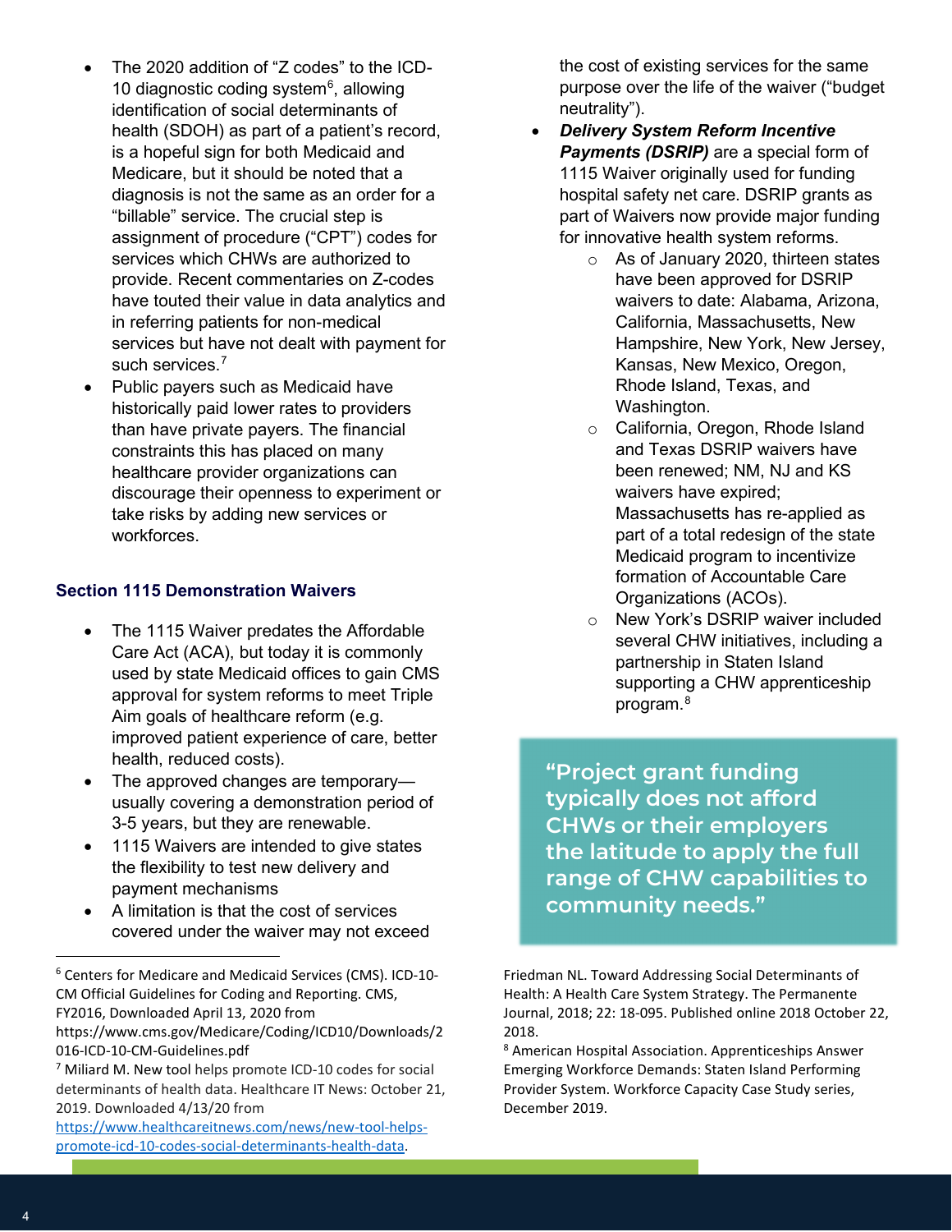- The 2020 addition of "Z codes" to the ICD-10 diagnostic coding system[6], allowing identification of social determinants of health (SDOH) as part of a patient's record, is a hopeful sign for both Medicaid and Medicare, but it should be noted that a diagnosis is not the same as an order for a "billable" service. The crucial step is assignment of procedure ("CPT") codes for services which CHWs are authorized to provide. Recent commentaries on Z-codes have touted their value in data analytics and in referring patients for non-medical services but have not dealt with payment for such services.[7]
- Public payers such as Medicaid have historically paid lower rates to providers than have private payers. The financial constraints this has placed on many healthcare provider organizations can discourage their openness to experiment or take risks by adding new services or workforces.

### Section 1115 Demonstration Waivers

- The 1115 Waiver predates the Affordable Care Act (ACA), but today it is commonly used by state Medicaid offices to gain CMS approval for system reforms to meet Triple Aim goals of healthcare reform (e.g. improved patient experience of care, better health, reduced costs).
- The approved changes are temporary—usually covering a demonstration period of 3-5 years, but they are renewable.
- 1115 Waivers are intended to give states the flexibility to test new delivery and payment mechanisms
- A limitation is that the cost of services covered under the waiver may not exceed the cost of existing services for the same purpose over the life of the waiver ("budget neutrality").
- ***Delivery System Reform Incentive Payments (DSRIP)*** are a special form of 1115 Waiver originally used for funding hospital safety net care. DSRIP grants as part of Waivers now provide major funding for innovative health system reforms.
    - As of January 2020, thirteen states have been approved for DSRIP waivers to date: Alabama, Arizona, California, Massachusetts, New Hampshire, New York, New Jersey, Kansas, New Mexico, Oregon, Rhode Island, Texas, and Washington.
    - California, Oregon, Rhode Island and Texas DSRIP waivers have been renewed; NM, NJ and KS waivers have expired; Massachusetts has re-applied as part of a total redesign of the state Medicaid program to incentivize formation of Accountable Care Organizations (ACOs).
    - New York's DSRIP waiver included several CHW initiatives, including a partnership in Staten Island supporting a CHW apprenticeship program.[8]

> **"Project grant funding typically does not afford CHWs or their employers the latitude to apply the full range of CHW capabilities to community needs."**

---

[6] Centers for Medicare and Medicaid Services (CMS). ICD-10-CM Official Guidelines for Coding and Reporting. CMS, FY2016, Downloaded April 13, 2020 from https://www.cms.gov/Medicare/Coding/ICD10/Downloads/2016-ICD-10-CM-Guidelines.pdf

[7] Miliard M. New tool helps promote ICD-10 codes for social determinants of health data. Healthcare IT News: October 21, 2019. Downloaded 4/13/20 from https://www.healthcareitnews.com/news/new-tool-helps-promote-icd-10-codes-social-determinants-health-data.

Friedman NL. Toward Addressing Social Determinants of Health: A Health Care System Strategy. The Permanente Journal, 2018; 22: 18-095. Published online 2018 October 22, 2018.

[8] American Hospital Association. Apprenticeships Answer Emerging Workforce Demands: Staten Island Performing Provider System. Workforce Capacity Case Study series, December 2019.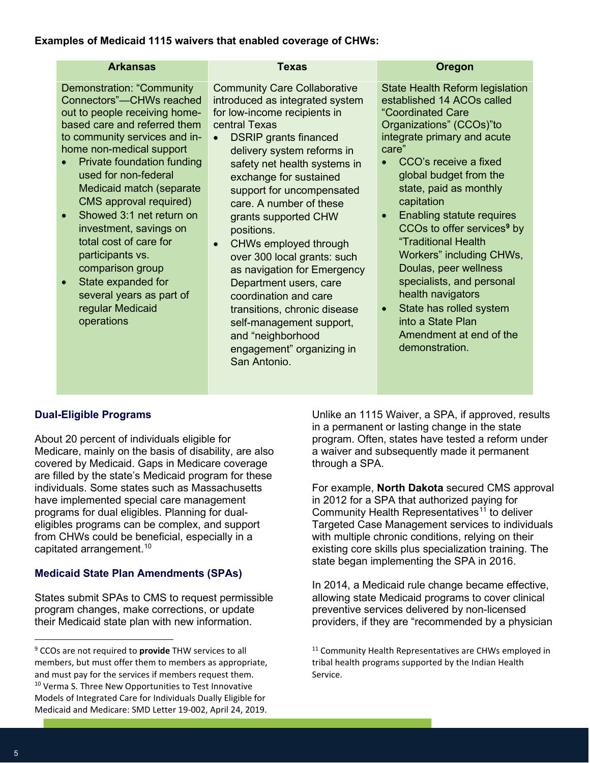**Examples of Medicaid 1115 waivers that enabled coverage of CHWs:**

| Arkansas | Texas | Oregon |
|---|---|---|
| Demonstration: "Community Connectors"—CHWs reached out to people receiving home-based care and referred them to community services and in-home non-medical support<br>• Private foundation funding used for non-federal Medicaid match (separate CMS approval required)<br>• Showed 3:1 net return on investment, savings on total cost of care for participants vs. comparison group<br>• State expanded for several years as part of regular Medicaid operations | Community Care Collaborative introduced as integrated system for low-income recipients in central Texas<br>• DSRIP grants financed delivery system reforms in safety net health systems in exchange for sustained support for uncompensated care. A number of these grants supported CHW positions.<br>• CHWs employed through over 300 local grants: such as navigation for Emergency Department users, care coordination and care transitions, chronic disease self-management support, and "neighborhood engagement" organizing in San Antonio. | State Health Reform legislation established 14 ACOs called "Coordinated Care Organizations" (CCOs)"to integrate primary and acute care"<br>• CCO's receive a fixed global budget from the state, paid as monthly capitation<br>• Enabling statute requires CCOs to offer services[9] by "Traditional Health Workers" including CHWs, Doulas, peer wellness specialists, and personal health navigators<br>• State has rolled system into a State Plan Amendment at end of the demonstration. |

### Dual-Eligible Programs

About 20 percent of individuals eligible for Medicare, mainly on the basis of disability, are also covered by Medicaid. Gaps in Medicare coverage are filled by the state's Medicaid program for these individuals. Some states such as Massachusetts have implemented special care management programs for dual eligibles. Planning for dual-eligibles programs can be complex, and support from CHWs could be beneficial, especially in a capitated arrangement.[10]

### Medicaid State Plan Amendments (SPAs)

States submit SPAs to CMS to request permissible program changes, make corrections, or update their Medicaid state plan with new information.

Unlike an 1115 Waiver, a SPA, if approved, results in a permanent or lasting change in the state program. Often, states have tested a reform under a waiver and subsequently made it permanent through a SPA.

For example, **North Dakota** secured CMS approval in 2012 for a SPA that authorized paying for Community Health Representatives[11] to deliver Targeted Case Management services to individuals with multiple chronic conditions, relying on their existing core skills plus specialization training. The state began implementing the SPA in 2016.

In 2014, a Medicaid rule change became effective, allowing state Medicaid programs to cover clinical preventive services delivered by non-licensed providers, if they are "recommended by a physician

---

[9] CCOs are not required to **provide** THW services to all members, but must offer them to members as appropriate, and must pay for the services if members request them.

[10] Verma S. Three New Opportunities to Test Innovative Models of Integrated Care for Individuals Dually Eligible for Medicaid and Medicare: SMD Letter 19-002, April 24, 2019.

[11] Community Health Representatives are CHWs employed in tribal health programs supported by the Indian Health Service.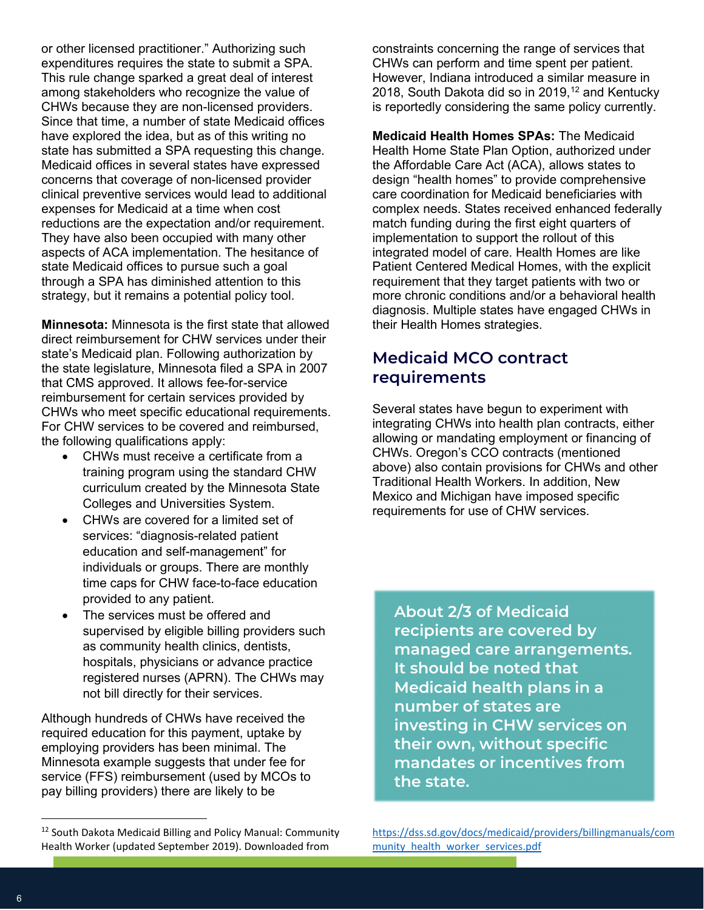or other licensed practitioner." Authorizing such expenditures requires the state to submit a SPA. This rule change sparked a great deal of interest among stakeholders who recognize the value of CHWs because they are non-licensed providers. Since that time, a number of state Medicaid offices have explored the idea, but as of this writing no state has submitted a SPA requesting this change. Medicaid offices in several states have expressed concerns that coverage of non-licensed provider clinical preventive services would lead to additional expenses for Medicaid at a time when cost reductions are the expectation and/or requirement. They have also been occupied with many other aspects of ACA implementation. The hesitance of state Medicaid offices to pursue such a goal through a SPA has diminished attention to this strategy, but it remains a potential policy tool.

**Minnesota:** Minnesota is the first state that allowed direct reimbursement for CHW services under their state's Medicaid plan. Following authorization by the state legislature, Minnesota filed a SPA in 2007 that CMS approved. It allows fee-for-service reimbursement for certain services provided by CHWs who meet specific educational requirements. For CHW services to be covered and reimbursed, the following qualifications apply:

- CHWs must receive a certificate from a training program using the standard CHW curriculum created by the Minnesota State Colleges and Universities System.
- CHWs are covered for a limited set of services: "diagnosis-related patient education and self-management" for individuals or groups. There are monthly time caps for CHW face-to-face education provided to any patient.
- The services must be offered and supervised by eligible billing providers such as community health clinics, dentists, hospitals, physicians or advance practice registered nurses (APRN). The CHWs may not bill directly for their services.

Although hundreds of CHWs have received the required education for this payment, uptake by employing providers has been minimal. The Minnesota example suggests that under fee for service (FFS) reimbursement (used by MCOs to pay billing providers) there are likely to be constraints concerning the range of services that CHWs can perform and time spent per patient. However, Indiana introduced a similar measure in 2018, South Dakota did so in 2019,[12] and Kentucky is reportedly considering the same policy currently.

**Medicaid Health Homes SPAs:** The Medicaid Health Home State Plan Option, authorized under the Affordable Care Act (ACA), allows states to design "health homes" to provide comprehensive care coordination for Medicaid beneficiaries with complex needs. States received enhanced federally match funding during the first eight quarters of implementation to support the rollout of this integrated model of care. Health Homes are like Patient Centered Medical Homes, with the explicit requirement that they target patients with two or more chronic conditions and/or a behavioral health diagnosis. Multiple states have engaged CHWs in their Health Homes strategies.

## Medicaid MCO contract requirements

Several states have begun to experiment with integrating CHWs into health plan contracts, either allowing or mandating employment or financing of CHWs. Oregon's CCO contracts (mentioned above) also contain provisions for CHWs and other Traditional Health Workers. In addition, New Mexico and Michigan have imposed specific requirements for use of CHW services.

> **About 2/3 of Medicaid recipients are covered by managed care arrangements. It should be noted that Medicaid health plans in a number of states are investing in CHW services on their own, without specific mandates or incentives from the state.**

[12] South Dakota Medicaid Billing and Policy Manual: Community Health Worker (updated September 2019). Downloaded from https://dss.sd.gov/docs/medicaid/providers/billingmanuals/community_health_worker_services.pdf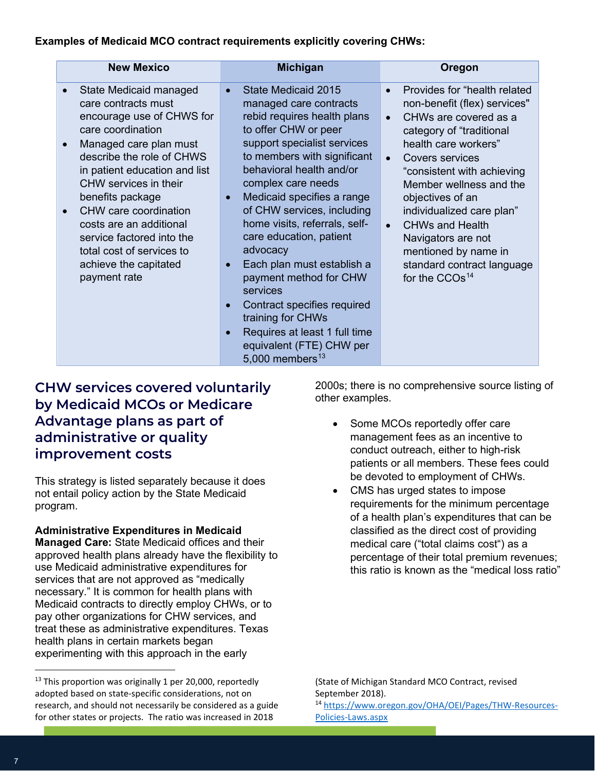**Examples of Medicaid MCO contract requirements explicitly covering CHWs:**

| New Mexico | Michigan | Oregon |
|---|---|---|
| • State Medicaid managed care contracts must encourage use of CHWS for care coordination<br>• Managed care plan must describe the role of CHWS in patient education and list CHW services in their benefits package<br>• CHW care coordination costs are an additional service factored into the total cost of services to achieve the capitated payment rate | • State Medicaid 2015 managed care contracts rebid requires health plans to offer CHW or peer support specialist services to members with significant behavioral health and/or complex care needs<br>• Medicaid specifies a range of CHW services, including home visits, referrals, self-care education, patient advocacy<br>• Each plan must establish a payment method for CHW services<br>• Contract specifies required training for CHWs<br>• Requires at least 1 full time equivalent (FTE) CHW per 5,000 members[13] | • Provides for "health related non-benefit (flex) services"<br>• CHWs are covered as a category of "traditional health care workers"<br>• Covers services "consistent with achieving Member wellness and the objectives of an individualized care plan"<br>• CHWs and Health Navigators are not mentioned by name in standard contract language for the CCOs[14] |

## CHW services covered voluntarily by Medicaid MCOs or Medicare Advantage plans as part of administrative or quality improvement costs

This strategy is listed separately because it does not entail policy action by the State Medicaid program.

**Administrative Expenditures in Medicaid Managed Care:** State Medicaid offices and their approved health plans already have the flexibility to use Medicaid administrative expenditures for services that are not approved as "medically necessary." It is common for health plans with Medicaid contracts to directly employ CHWs, or to pay other organizations for CHW services, and treat these as administrative expenditures. Texas health plans in certain markets began experimenting with this approach in the early 2000s; there is no comprehensive source listing of other examples.

- Some MCOs reportedly offer care management fees as an incentive to conduct outreach, either to high-risk patients or all members. These fees could be devoted to employment of CHWs.
- CMS has urged states to impose requirements for the minimum percentage of a health plan's expenditures that can be classified as the direct cost of providing medical care ("total claims cost") as a percentage of their total premium revenues; this ratio is known as the "medical loss ratio"

---

[13] This proportion was originally 1 per 20,000, reportedly adopted based on state-specific considerations, not on research, and should not necessarily be considered as a guide for other states or projects. The ratio was increased in 2018 (State of Michigan Standard MCO Contract, revised September 2018).

[14] https://www.oregon.gov/OHA/OEI/Pages/THW-Resources-Policies-Laws.aspx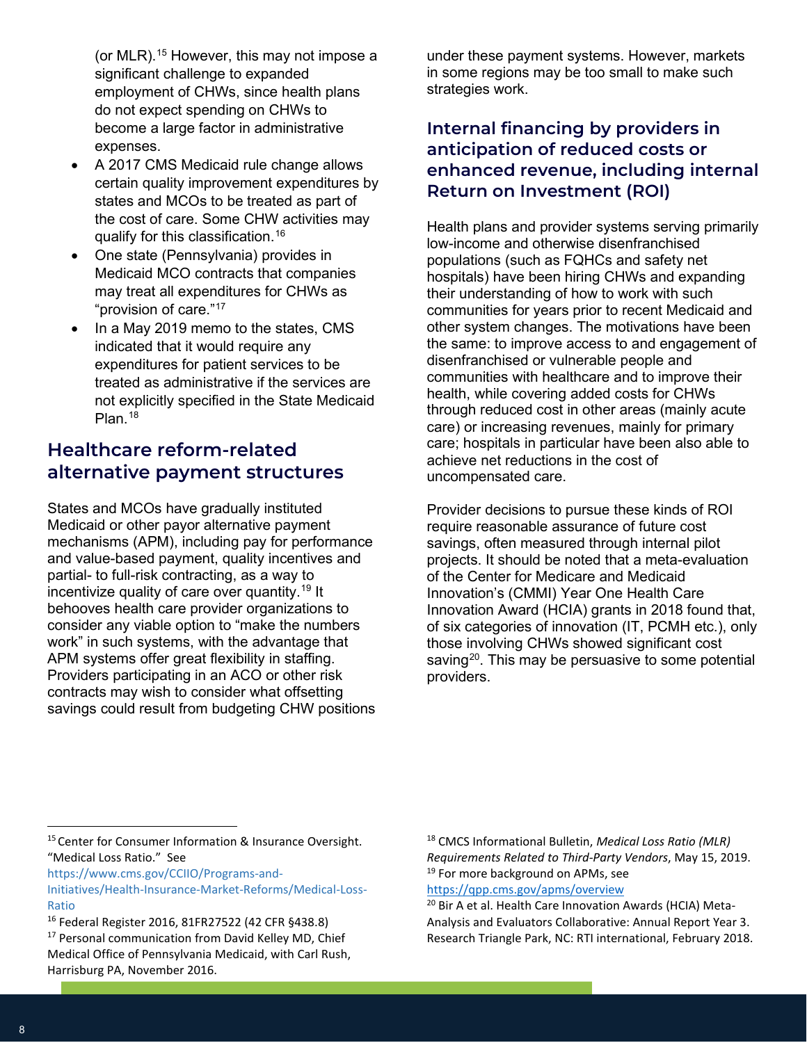(or MLR).[15] However, this may not impose a significant challenge to expanded employment of CHWs, since health plans do not expect spending on CHWs to become a large factor in administrative expenses.

- A 2017 CMS Medicaid rule change allows certain quality improvement expenditures by states and MCOs to be treated as part of the cost of care. Some CHW activities may qualify for this classification.[16]
- One state (Pennsylvania) provides in Medicaid MCO contracts that companies may treat all expenditures for CHWs as "provision of care."[17]
- In a May 2019 memo to the states, CMS indicated that it would require any expenditures for patient services to be treated as administrative if the services are not explicitly specified in the State Medicaid Plan.[18]

## Healthcare reform-related alternative payment structures

States and MCOs have gradually instituted Medicaid or other payor alternative payment mechanisms (APM), including pay for performance and value-based payment, quality incentives and partial- to full-risk contracting, as a way to incentivize quality of care over quantity.[19] It behooves health care provider organizations to consider any viable option to "make the numbers work" in such systems, with the advantage that APM systems offer great flexibility in staffing. Providers participating in an ACO or other risk contracts may wish to consider what offsetting savings could result from budgeting CHW positions under these payment systems. However, markets in some regions may be too small to make such strategies work.

## Internal financing by providers in anticipation of reduced costs or enhanced revenue, including internal Return on Investment (ROI)

Health plans and provider systems serving primarily low-income and otherwise disenfranchised populations (such as FQHCs and safety net hospitals) have been hiring CHWs and expanding their understanding of how to work with such communities for years prior to recent Medicaid and other system changes. The motivations have been the same: to improve access to and engagement of disenfranchised or vulnerable people and communities with healthcare and to improve their health, while covering added costs for CHWs through reduced cost in other areas (mainly acute care) or increasing revenues, mainly for primary care; hospitals in particular have been also able to achieve net reductions in the cost of uncompensated care.

Provider decisions to pursue these kinds of ROI require reasonable assurance of future cost savings, often measured through internal pilot projects. It should be noted that a meta-evaluation of the Center for Medicare and Medicaid Innovation's (CMMI) Year One Health Care Innovation Award (HCIA) grants in 2018 found that, of six categories of innovation (IT, PCMH etc.), only those involving CHWs showed significant cost saving[20]. This may be persuasive to some potential providers.

---

[15] Center for Consumer Information & Insurance Oversight. "Medical Loss Ratio." See https://www.cms.gov/CCIIO/Programs-and-Initiatives/Health-Insurance-Market-Reforms/Medical-Loss-Ratio

[16] Federal Register 2016, 81FR27522 (42 CFR §438.8)

[17] Personal communication from David Kelley MD, Chief Medical Office of Pennsylvania Medicaid, with Carl Rush, Harrisburg PA, November 2016.

[18] CMCS Informational Bulletin, *Medical Loss Ratio (MLR) Requirements Related to Third-Party Vendors*, May 15, 2019.

[19] For more background on APMs, see https://qpp.cms.gov/apms/overview

[20] Bir A et al. Health Care Innovation Awards (HCIA) Meta-Analysis and Evaluators Collaborative: Annual Report Year 3. Research Triangle Park, NC: RTI international, February 2018.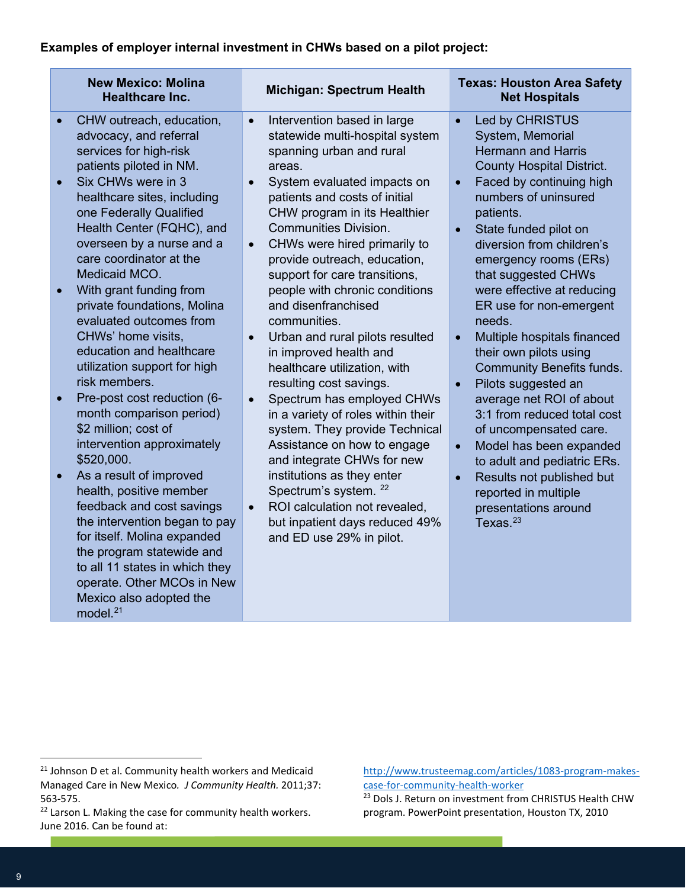**Examples of employer internal investment in CHWs based on a pilot project:**

| New Mexico: Molina Healthcare Inc. | Michigan: Spectrum Health | Texas: Houston Area Safety Net Hospitals |
| --- | --- | --- |
| • CHW outreach, education, advocacy, and referral services for high-risk patients piloted in NM.<br>• Six CHWs were in 3 healthcare sites, including one Federally Qualified Health Center (FQHC), and overseen by a nurse and a care coordinator at the Medicaid MCO.<br>• With grant funding from private foundations, Molina evaluated outcomes from CHWs' home visits, education and healthcare utilization support for high risk members.<br>• Pre-post cost reduction (6-month comparison period) $2 million; cost of intervention approximately $520,000.<br>• As a result of improved health, positive member feedback and cost savings the intervention began to pay for itself. Molina expanded the program statewide and to all 11 states in which they operate. Other MCOs in New Mexico also adopted the model.[21] | • Intervention based in large statewide multi-hospital system spanning urban and rural areas.<br>• System evaluated impacts on patients and costs of initial CHW program in its Healthier Communities Division.<br>• CHWs were hired primarily to provide outreach, education, support for care transitions, people with chronic conditions and disenfranchised communities.<br>• Urban and rural pilots resulted in improved health and healthcare utilization, with resulting cost savings.<br>• Spectrum has employed CHWs in a variety of roles within their system. They provide Technical Assistance on how to engage and integrate CHWs for new institutions as they enter Spectrum's system.[22]<br>• ROI calculation not revealed, but inpatient days reduced 49% and ED use 29% in pilot. | • Led by CHRISTUS System, Memorial Hermann and Harris County Hospital District.<br>• Faced by continuing high numbers of uninsured patients.<br>• State funded pilot on diversion from children's emergency rooms (ERs) that suggested CHWs were effective at reducing ER use for non-emergent needs.<br>• Multiple hospitals financed their own pilots using Community Benefits funds.<br>• Pilots suggested an average net ROI of about 3:1 from reduced total cost of uncompensated care.<br>• Model has been expanded to adult and pediatric ERs.<br>• Results not published but reported in multiple presentations around Texas.[23] |

[21] Johnson D et al. Community health workers and Medicaid Managed Care in New Mexico. *J Community Health.* 2011;37: 563-575.

[22] Larson L. Making the case for community health workers. June 2016. Can be found at: http://www.trusteemag.com/articles/1083-program-makes-case-for-community-health-worker

[23] Dols J. Return on investment from CHRISTUS Health CHW program. PowerPoint presentation, Houston TX, 2010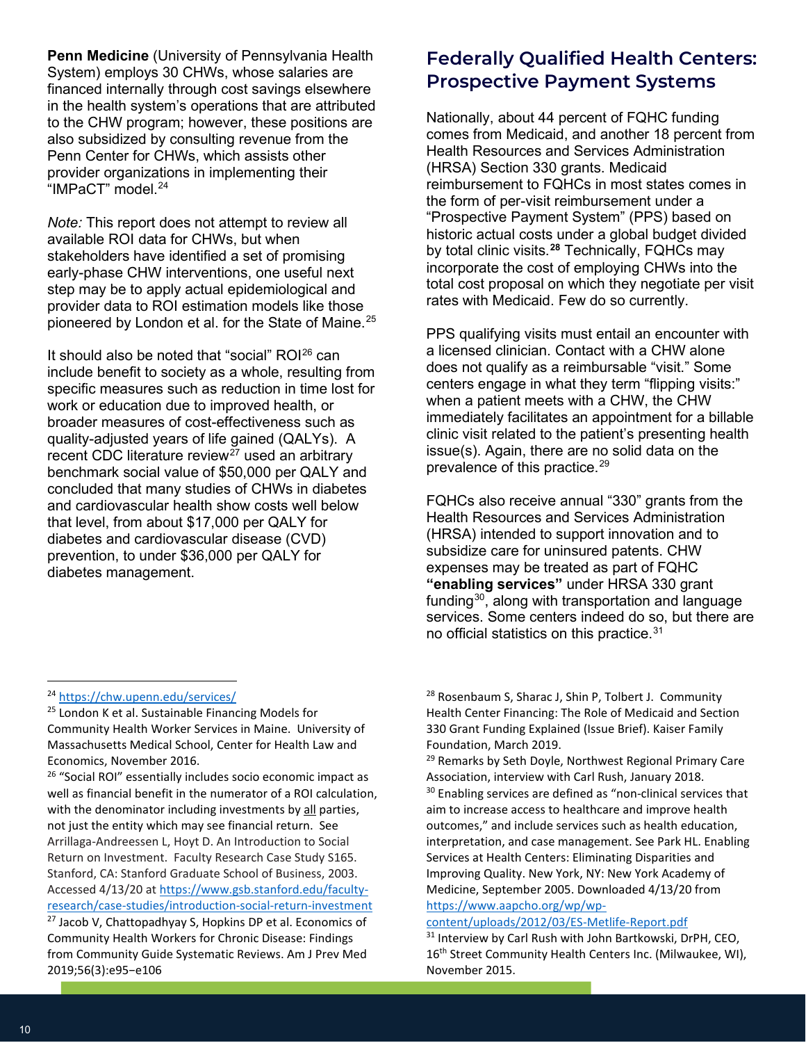**Penn Medicine** (University of Pennsylvania Health System) employs 30 CHWs, whose salaries are financed internally through cost savings elsewhere in the health system's operations that are attributed to the CHW program; however, these positions are also subsidized by consulting revenue from the Penn Center for CHWs, which assists other provider organizations in implementing their "IMPaCT" model.[24]

*Note:* This report does not attempt to review all available ROI data for CHWs, but when stakeholders have identified a set of promising early-phase CHW interventions, one useful next step may be to apply actual epidemiological and provider data to ROI estimation models like those pioneered by London et al. for the State of Maine.[25]

It should also be noted that "social" ROI[26] can include benefit to society as a whole, resulting from specific measures such as reduction in time lost for work or education due to improved health, or broader measures of cost-effectiveness such as quality-adjusted years of life gained (QALYs). A recent CDC literature review[27] used an arbitrary benchmark social value of $50,000 per QALY and concluded that many studies of CHWs in diabetes and cardiovascular health show costs well below that level, from about $17,000 per QALY for diabetes and cardiovascular disease (CVD) prevention, to under $36,000 per QALY for diabetes management.

## Federally Qualified Health Centers: Prospective Payment Systems

Nationally, about 44 percent of FQHC funding comes from Medicaid, and another 18 percent from Health Resources and Services Administration (HRSA) Section 330 grants. Medicaid reimbursement to FQHCs in most states comes in the form of per-visit reimbursement under a "Prospective Payment System" (PPS) based on historic actual costs under a global budget divided by total clinic visits.[28] Technically, FQHCs may incorporate the cost of employing CHWs into the total cost proposal on which they negotiate per visit rates with Medicaid. Few do so currently.

PPS qualifying visits must entail an encounter with a licensed clinician. Contact with a CHW alone does not qualify as a reimbursable "visit." Some centers engage in what they term "flipping visits:" when a patient meets with a CHW, the CHW immediately facilitates an appointment for a billable clinic visit related to the patient's presenting health issue(s). Again, there are no solid data on the prevalence of this practice.[29]

FQHCs also receive annual "330" grants from the Health Resources and Services Administration (HRSA) intended to support innovation and to subsidize care for uninsured patents. CHW expenses may be treated as part of FQHC **"enabling services"** under HRSA 330 grant funding[30], along with transportation and language services. Some centers indeed do so, but there are no official statistics on this practice.[31]

---

[24] https://chw.upenn.edu/services/

[25] London K et al. Sustainable Financing Models for Community Health Worker Services in Maine. University of Massachusetts Medical School, Center for Health Law and Economics, November 2016.

[26] "Social ROI" essentially includes socio economic impact as well as financial benefit in the numerator of a ROI calculation, with the denominator including investments by all parties, not just the entity which may see financial return. See Arrillaga-Andreessen L, Hoyt D. An Introduction to Social Return on Investment. Faculty Research Case Study S165. Stanford, CA: Stanford Graduate School of Business, 2003. Accessed 4/13/20 at https://www.gsb.stanford.edu/faculty-research/case-studies/introduction-social-return-investment

[27] Jacob V, Chattopadhyay S, Hopkins DP et al. Economics of Community Health Workers for Chronic Disease: Findings from Community Guide Systematic Reviews. Am J Prev Med 2019;56(3):e95−e106

[28] Rosenbaum S, Sharac J, Shin P, Tolbert J. Community Health Center Financing: The Role of Medicaid and Section 330 Grant Funding Explained (Issue Brief). Kaiser Family Foundation, March 2019.

[29] Remarks by Seth Doyle, Northwest Regional Primary Care Association, interview with Carl Rush, January 2018.

[30] Enabling services are defined as "non-clinical services that aim to increase access to healthcare and improve health outcomes," and include services such as health education, interpretation, and case management. See Park HL. Enabling Services at Health Centers: Eliminating Disparities and Improving Quality. New York, NY: New York Academy of Medicine, September 2005. Downloaded 4/13/20 from https://www.aapcho.org/wp/wp-content/uploads/2012/03/ES-Metlife-Report.pdf

[31] Interview by Carl Rush with John Bartkowski, DrPH, CEO, 16th Street Community Health Centers Inc. (Milwaukee, WI), November 2015.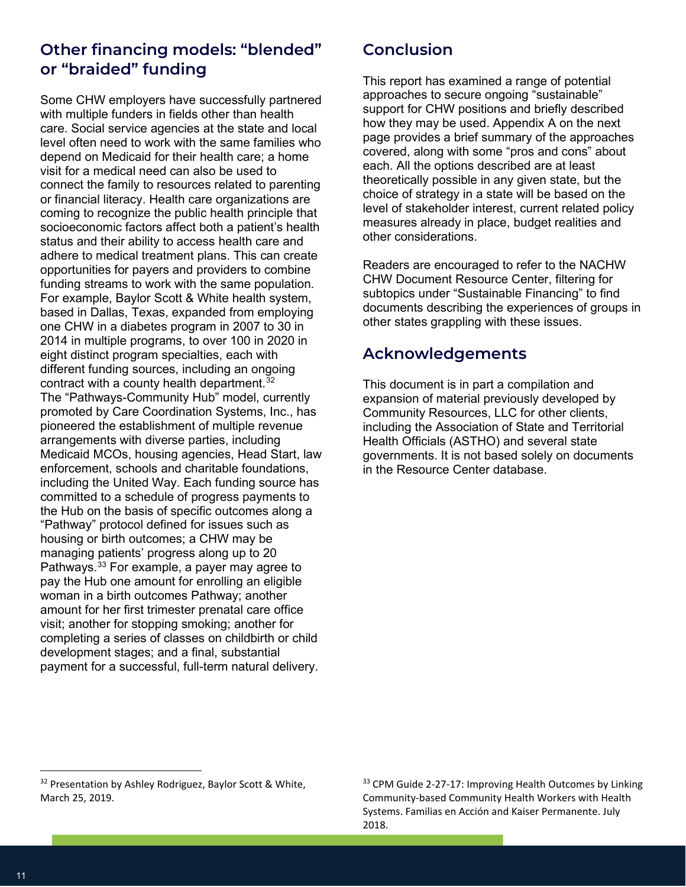## Other financing models: "blended" or "braided" funding

Some CHW employers have successfully partnered with multiple funders in fields other than health care. Social service agencies at the state and local level often need to work with the same families who depend on Medicaid for their health care; a home visit for a medical need can also be used to connect the family to resources related to parenting or financial literacy. Health care organizations are coming to recognize the public health principle that socioeconomic factors affect both a patient's health status and their ability to access health care and adhere to medical treatment plans. This can create opportunities for payers and providers to combine funding streams to work with the same population. For example, Baylor Scott & White health system, based in Dallas, Texas, expanded from employing one CHW in a diabetes program in 2007 to 30 in 2014 in multiple programs, to over 100 in 2020 in eight distinct program specialties, each with different funding sources, including an ongoing contract with a county health department.[32] The "Pathways-Community Hub" model, currently promoted by Care Coordination Systems, Inc., has pioneered the establishment of multiple revenue arrangements with diverse parties, including Medicaid MCOs, housing agencies, Head Start, law enforcement, schools and charitable foundations, including the United Way. Each funding source has committed to a schedule of progress payments to the Hub on the basis of specific outcomes along a "Pathway" protocol defined for issues such as housing or birth outcomes; a CHW may be managing patients' progress along up to 20 Pathways.[33] For example, a payer may agree to pay the Hub one amount for enrolling an eligible woman in a birth outcomes Pathway; another amount for her first trimester prenatal care office visit; another for stopping smoking; another for completing a series of classes on childbirth or child development stages; and a final, substantial payment for a successful, full-term natural delivery.

## Conclusion

This report has examined a range of potential approaches to secure ongoing "sustainable" support for CHW positions and briefly described how they may be used. Appendix A on the next page provides a brief summary of the approaches covered, along with some "pros and cons" about each. All the options described are at least theoretically possible in any given state, but the choice of strategy in a state will be based on the level of stakeholder interest, current related policy measures already in place, budget realities and other considerations.

Readers are encouraged to refer to the NACHW CHW Document Resource Center, filtering for subtopics under "Sustainable Financing" to find documents describing the experiences of groups in other states grappling with these issues.

## Acknowledgements

This document is in part a compilation and expansion of material previously developed by Community Resources, LLC for other clients, including the Association of State and Territorial Health Officials (ASTHO) and several state governments. It is not based solely on documents in the Resource Center database.

---

[32] Presentation by Ashley Rodriguez, Baylor Scott & White, March 25, 2019.

[33] CPM Guide 2-27-17: Improving Health Outcomes by Linking Community-based Community Health Workers with Health Systems. Familias en Acción and Kaiser Permanente. July 2018.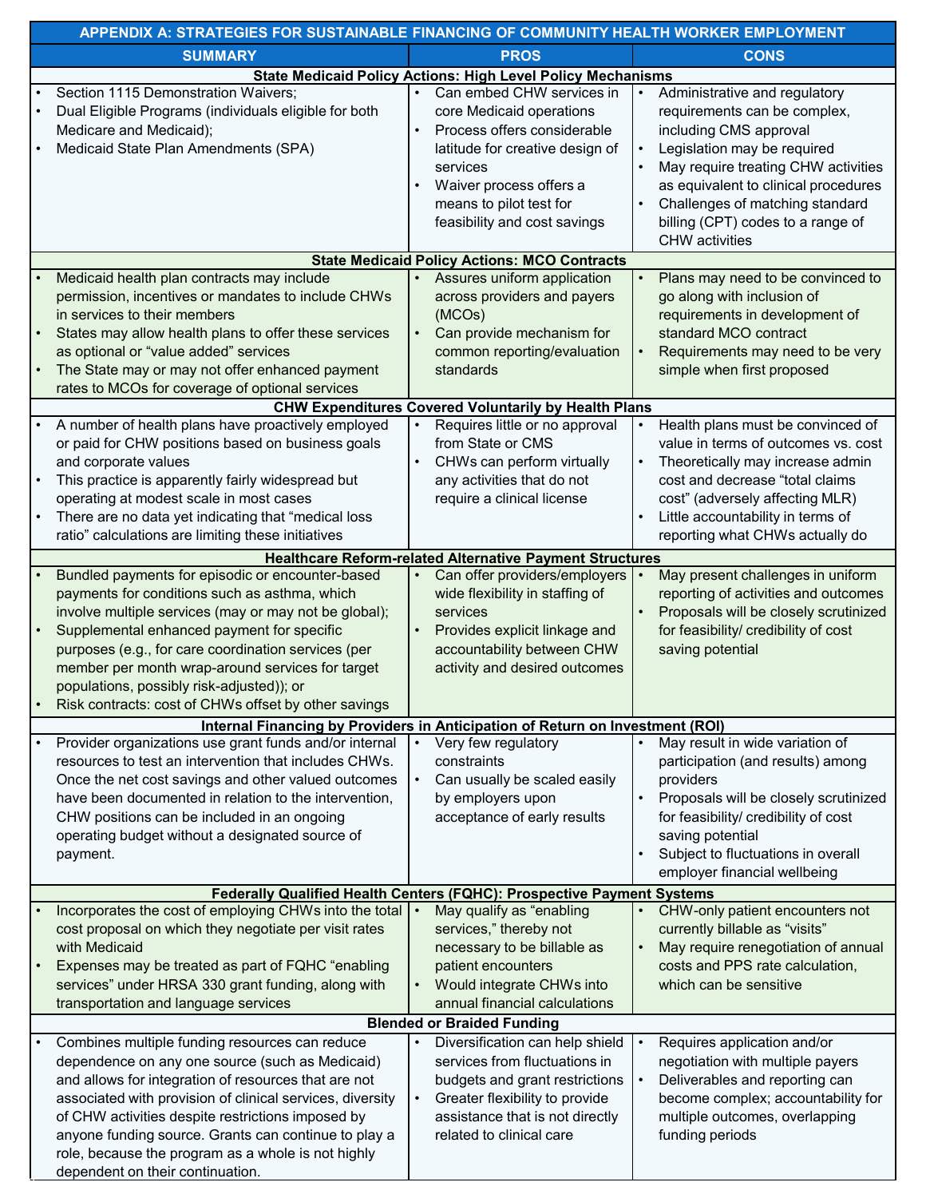## APPENDIX A: STRATEGIES FOR SUSTAINABLE FINANCING OF COMMUNITY HEALTH WORKER EMPLOYMENT

| SUMMARY | PROS | CONS |
|---|---|---|
| **State Medicaid Policy Actions: High Level Policy Mechanisms** | | |
| • Section 1115 Demonstration Waivers;<br>• Dual Eligible Programs (individuals eligible for both Medicare and Medicaid);<br>• Medicaid State Plan Amendments (SPA) | • Can embed CHW services in core Medicaid operations<br>• Process offers considerable latitude for creative design of services<br>• Waiver process offers a means to pilot test for feasibility and cost savings | • Administrative and regulatory requirements can be complex, including CMS approval<br>• Legislation may be required<br>• May require treating CHW activities as equivalent to clinical procedures<br>• Challenges of matching standard billing (CPT) codes to a range of CHW activities |
| **State Medicaid Policy Actions: MCO Contracts** | | |
| • Medicaid health plan contracts may include permission, incentives or mandates to include CHWs in services to their members<br>• States may allow health plans to offer these services as optional or "value added" services<br>• The State may or may not offer enhanced payment rates to MCOs for coverage of optional services | • Assures uniform application across providers and payers (MCOs)<br>• Can provide mechanism for common reporting/evaluation standards | • Plans may need to be convinced to go along with inclusion of requirements in development of standard MCO contract<br>• Requirements may need to be very simple when first proposed |
| **CHW Expenditures Covered Voluntarily by Health Plans** | | |
| • A number of health plans have proactively employed or paid for CHW positions based on business goals and corporate values<br>• This practice is apparently fairly widespread but operating at modest scale in most cases<br>• There are no data yet indicating that "medical loss ratio" calculations are limiting these initiatives | • Requires little or no approval from State or CMS<br>• CHWs can perform virtually any activities that do not require a clinical license | • Health plans must be convinced of value in terms of outcomes vs. cost<br>• Theoretically may increase admin cost and decrease "total claims cost" (adversely affecting MLR)<br>• Little accountability in terms of reporting what CHWs actually do |
| **Healthcare Reform-related Alternative Payment Structures** | | |
| • Bundled payments for episodic or encounter-based payments for conditions such as asthma, which involve multiple services (may or may not be global);<br>• Supplemental enhanced payment for specific purposes (e.g., for care coordination services (per member per month wrap-around services for target populations, possibly risk-adjusted)); or<br>• Risk contracts: cost of CHWs offset by other savings | • Can offer providers/employers wide flexibility in staffing of services<br>• Provides explicit linkage and accountability between CHW activity and desired outcomes | • May present challenges in uniform reporting of activities and outcomes<br>• Proposals will be closely scrutinized for feasibility/ credibility of cost saving potential |
| **Internal Financing by Providers in Anticipation of Return on Investment (ROI)** | | |
| • Provider organizations use grant funds and/or internal resources to test an intervention that includes CHWs. Once the net cost savings and other valued outcomes have been documented in relation to the intervention, CHW positions can be included in an ongoing operating budget without a designated source of payment. | • Very few regulatory constraints<br>• Can usually be scaled easily by employers upon acceptance of early results | • May result in wide variation of participation (and results) among providers<br>• Proposals will be closely scrutinized for feasibility/ credibility of cost saving potential<br>• Subject to fluctuations in overall employer financial wellbeing |
| **Federally Qualified Health Centers (FQHC): Prospective Payment Systems** | | |
| • Incorporates the cost of employing CHWs into the total cost proposal on which they negotiate per visit rates with Medicaid<br>• Expenses may be treated as part of FQHC "enabling services" under HRSA 330 grant funding, along with transportation and language services | • May qualify as "enabling services," thereby not necessary to be billable as patient encounters<br>• Would integrate CHWs into annual financial calculations | • CHW-only patient encounters not currently billable as "visits"<br>• May require renegotiation of annual costs and PPS rate calculation, which can be sensitive |
| **Blended or Braided Funding** | | |
| • Combines multiple funding resources can reduce dependence on any one source (such as Medicaid) and allows for integration of resources that are not associated with provision of clinical services, diversity of CHW activities despite restrictions imposed by anyone funding source. Grants can continue to play a role, because the program as a whole is not highly dependent on their continuation. | • Diversification can help shield services from fluctuations in budgets and grant restrictions<br>• Greater flexibility to provide assistance that is not directly related to clinical care | • Requires application and/or negotiation with multiple payers<br>• Deliverables and reporting can become complex; accountability for multiple outcomes, overlapping funding periods |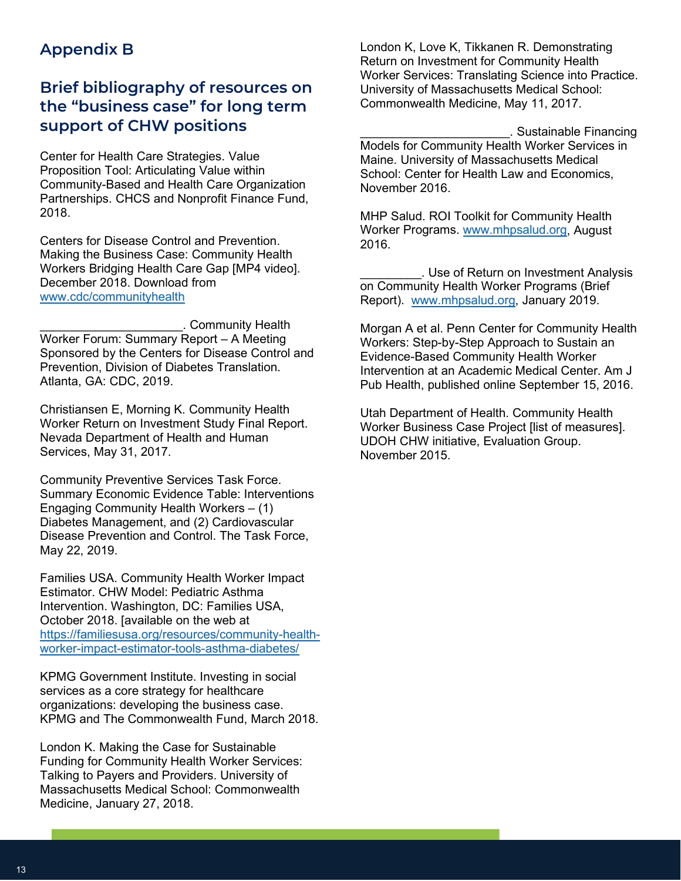## Appendix B

## Brief bibliography of resources on the "business case" for long term support of CHW positions

Center for Health Care Strategies. Value Proposition Tool: Articulating Value within Community-Based and Health Care Organization Partnerships. CHCS and Nonprofit Finance Fund, 2018.

Centers for Disease Control and Prevention. Making the Business Case: Community Health Workers Bridging Health Care Gap [MP4 video]. December 2018. Download from www.cdc/communityhealth

_____________________. Community Health Worker Forum: Summary Report – A Meeting Sponsored by the Centers for Disease Control and Prevention, Division of Diabetes Translation. Atlanta, GA: CDC, 2019.

Christiansen E, Morning K. Community Health Worker Return on Investment Study Final Report. Nevada Department of Health and Human Services, May 31, 2017.

Community Preventive Services Task Force. Summary Economic Evidence Table: Interventions Engaging Community Health Workers – (1) Diabetes Management, and (2) Cardiovascular Disease Prevention and Control. The Task Force, May 22, 2019.

Families USA. Community Health Worker Impact Estimator. CHW Model: Pediatric Asthma Intervention. Washington, DC: Families USA, October 2018. [available on the web at https://familiesusa.org/resources/community-health-worker-impact-estimator-tools-asthma-diabetes/

KPMG Government Institute. Investing in social services as a core strategy for healthcare organizations: developing the business case. KPMG and The Commonwealth Fund, March 2018.

London K. Making the Case for Sustainable Funding for Community Health Worker Services: Talking to Payers and Providers. University of Massachusetts Medical School: Commonwealth Medicine, January 27, 2018.

London K, Love K, Tikkanen R. Demonstrating Return on Investment for Community Health Worker Services: Translating Science into Practice. University of Massachusetts Medical School: Commonwealth Medicine, May 11, 2017.

_____________________. Sustainable Financing Models for Community Health Worker Services in Maine. University of Massachusetts Medical School: Center for Health Law and Economics, November 2016.

MHP Salud. ROI Toolkit for Community Health Worker Programs. www.mhpsalud.org, August 2016.

_________. Use of Return on Investment Analysis on Community Health Worker Programs (Brief Report). www.mhpsalud.org, January 2019.

Morgan A et al. Penn Center for Community Health Workers: Step-by-Step Approach to Sustain an Evidence-Based Community Health Worker Intervention at an Academic Medical Center. Am J Pub Health, published online September 15, 2016.

Utah Department of Health. Community Health Worker Business Case Project [list of measures]. UDOH CHW initiative, Evaluation Group. November 2015.